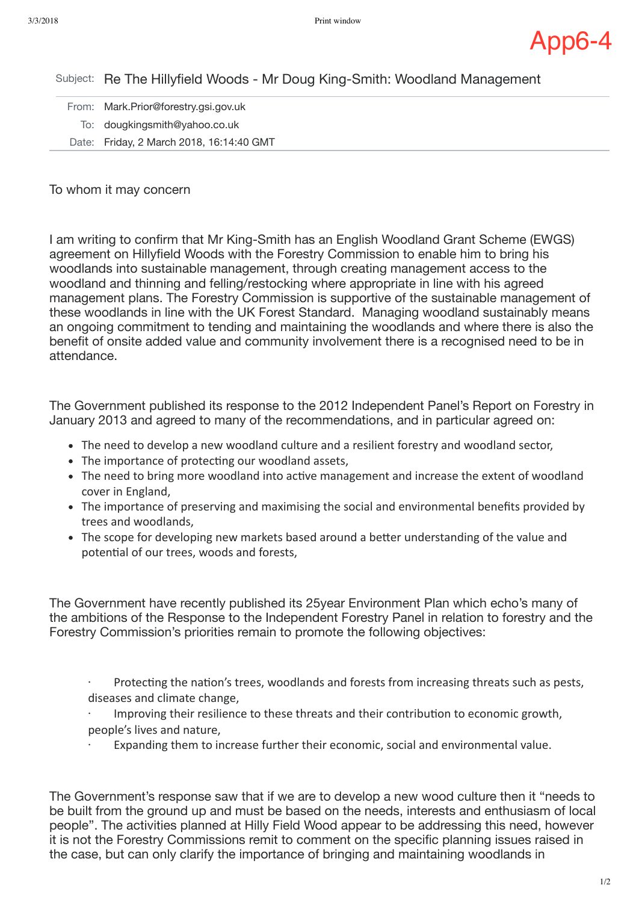App6-4

Subject: Re The Hillyfield Woods - Mr Doug King-Smith: Woodland Management

From: Mark.Prior@forestry.gsi.gov.uk
To: dougkingsmith@yahoo.co.uk
Date: Friday, 2 March 2018, 16:14:40 GMT

To whom it may concern

I am writing to confirm that Mr King-Smith has an English Woodland Grant Scheme (EWGS) agreement on Hillyfield Woods with the Forestry Commission to enable him to bring his woodlands into sustainable management, through creating management access to the woodland and thinning and felling/restocking where appropriate in line with his agreed management plans. The Forestry Commission is supportive of the sustainable management of these woodlands in line with the UK Forest Standard. Managing woodland sustainably means an ongoing commitment to tending and maintaining the woodlands and where there is also the benefit of onsite added value and community involvement there is a recognised need to be in attendance.

The Government published its response to the 2012 Independent Panel's Report on Forestry in January 2013 and agreed to many of the recommendations, and in particular agreed on:

- The need to develop a new woodland culture and a resilient forestry and woodland sector,
- The importance of protecting our woodland assets,
- The need to bring more woodland into active management and increase the extent of woodland cover in England,
- The importance of preserving and maximising the social and environmental benefits provided by trees and woodlands,
- The scope for developing new markets based around a better understanding of the value and potential of our trees, woods and forests,

The Government have recently published its 25year Environment Plan which echo's many of the ambitions of the Response to the Independent Forestry Panel in relation to forestry and the Forestry Commission's priorities remain to promote the following objectives:

- Protecting the nation's trees, woodlands and forests from increasing threats such as pests, diseases and climate change,
- Improving their resilience to these threats and their contribution to economic growth, people's lives and nature,
- Expanding them to increase further their economic, social and environmental value.

The Government's response saw that if we are to develop a new wood culture then it "needs to be built from the ground up and must be based on the needs, interests and enthusiasm of local people". The activities planned at Hilly Field Wood appear to be addressing this need, however it is not the Forestry Commissions remit to comment on the specific planning issues raised in the case, but can only clarify the importance of bringing and maintaining woodlands in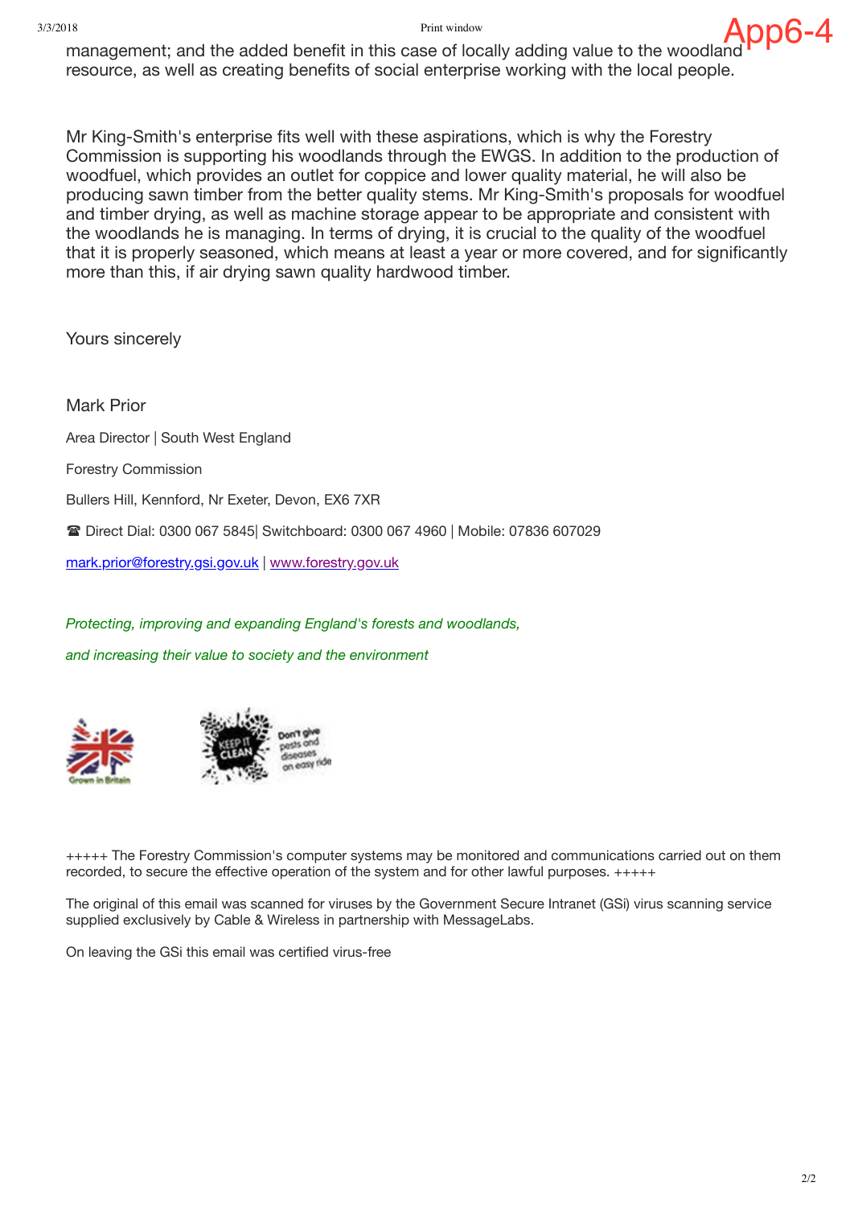management; and the added benefit in this case of locally adding value to the woodland resource, as well as creating benefits of social enterprise working with the local people.

Mr King-Smith's enterprise fits well with these aspirations, which is why the Forestry Commission is supporting his woodlands through the EWGS. In addition to the production of woodfuel, which provides an outlet for coppice and lower quality material, he will also be producing sawn timber from the better quality stems. Mr King-Smith's proposals for woodfuel and timber drying, as well as machine storage appear to be appropriate and consistent with the woodlands he is managing. In terms of drying, it is crucial to the quality of the woodfuel that it is properly seasoned, which means at least a year or more covered, and for significantly more than this, if air drying sawn quality hardwood timber.

Yours sincerely

Mark Prior

Area Director | South West England

Forestry Commission

Bullers Hill, Kennford, Nr Exeter, Devon, EX6 7XR

☎ Direct Dial: 0300 067 5845| Switchboard: 0300 067 4960 | Mobile: 07836 607029

mark.prior@forestry.gsi.gov.uk | www.forestry.gov.uk

*Protecting, improving and expanding England's forests and woodlands,*

*and increasing their value to society and the environment*

Grown in Britain

KEEP IT CLEAN Don't give pests and diseases an easy ride

+++++ The Forestry Commission's computer systems may be monitored and communications carried out on them recorded, to secure the effective operation of the system and for other lawful purposes. +++++

The original of this email was scanned for viruses by the Government Secure Intranet (GSi) virus scanning service supplied exclusively by Cable & Wireless in partnership with MessageLabs.

On leaving the GSi this email was certified virus-free